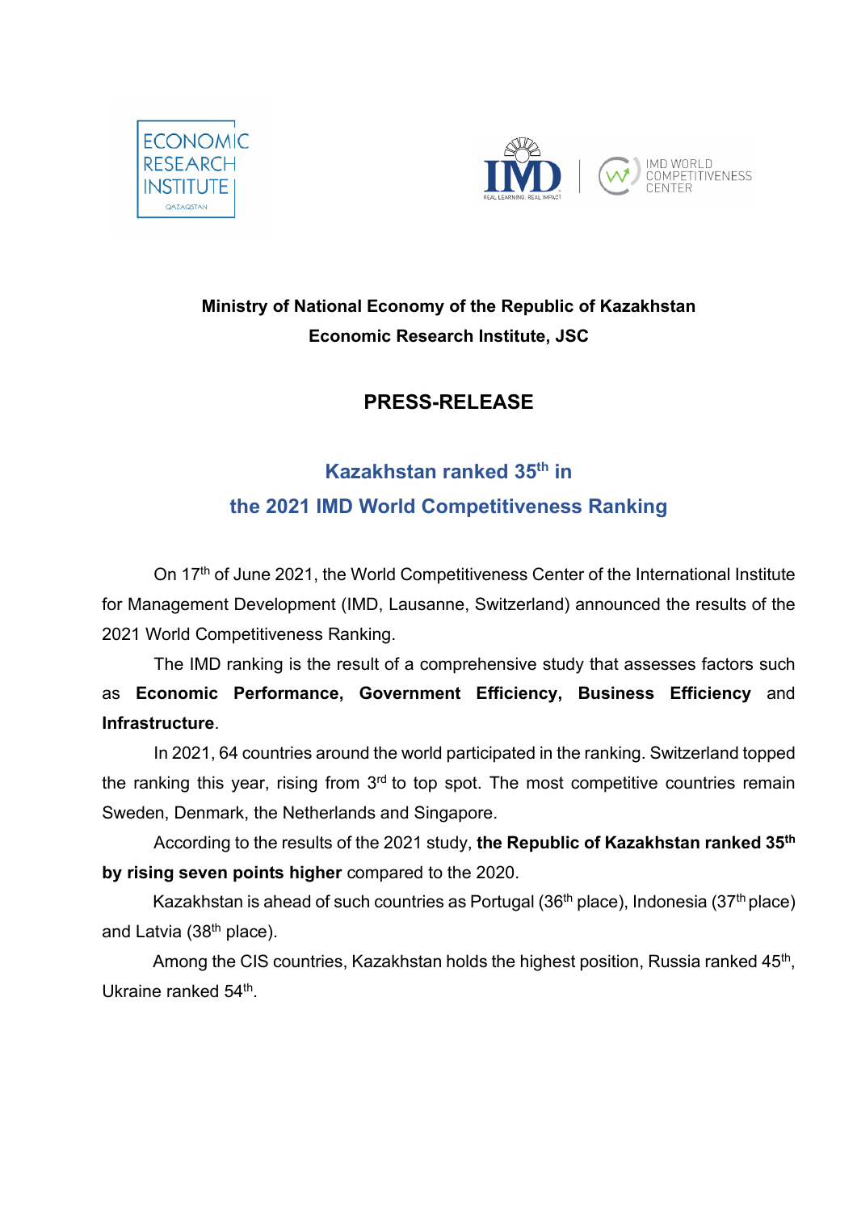**Ministry of National Economy of the Republic of Kazakhstan**

**Economic Research Institute, JSC**

# PRESS-RELEASE

## Kazakhstan ranked 35th in the 2021 IMD World Competitiveness Ranking

On 17th of June 2021, the World Competitiveness Center of the International Institute for Management Development (IMD, Lausanne, Switzerland) announced the results of the 2021 World Competitiveness Ranking.

The IMD ranking is the result of a comprehensive study that assesses factors such as **Economic Performance, Government Efficiency, Business Efficiency** and **Infrastructure**.

In 2021, 64 countries around the world participated in the ranking. Switzerland topped the ranking this year, rising from 3rd to top spot. The most competitive countries remain Sweden, Denmark, the Netherlands and Singapore.

According to the results of the 2021 study, **the Republic of Kazakhstan ranked 35th by rising seven points higher** compared to the 2020.

Kazakhstan is ahead of such countries as Portugal (36th place), Indonesia (37th place) and Latvia (38th place).

Among the CIS countries, Kazakhstan holds the highest position, Russia ranked 45th, Ukraine ranked 54th.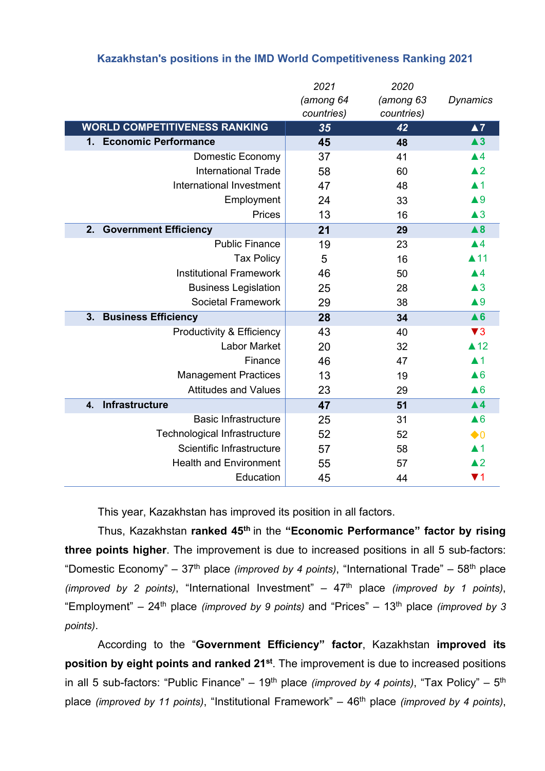### Kazakhstan's positions in the IMD World Competitiveness Ranking 2021

| | 2021 (among 64 countries) | 2020 (among 63 countries) | Dynamics |
|---|---|---|---|
| **WORLD COMPETITIVENESS RANKING** | **35** | **42** | **▲7** |
| **1. Economic Performance** | **45** | **48** | **▲3** |
| Domestic Economy | 37 | 41 | ▲4 |
| International Trade | 58 | 60 | ▲2 |
| International Investment | 47 | 48 | ▲1 |
| Employment | 24 | 33 | ▲9 |
| Prices | 13 | 16 | ▲3 |
| **2. Government Efficiency** | **21** | **29** | **▲8** |
| Public Finance | 19 | 23 | ▲4 |
| Tax Policy | 5 | 16 | ▲11 |
| Institutional Framework | 46 | 50 | ▲4 |
| Business Legislation | 25 | 28 | ▲3 |
| Societal Framework | 29 | 38 | ▲9 |
| **3. Business Efficiency** | **28** | **34** | **▲6** |
| Productivity & Efficiency | 43 | 40 | ▼3 |
| Labor Market | 20 | 32 | ▲12 |
| Finance | 46 | 47 | ▲1 |
| Management Practices | 13 | 19 | ▲6 |
| Attitudes and Values | 23 | 29 | ▲6 |
| **4. Infrastructure** | **47** | **51** | **▲4** |
| Basic Infrastructure | 25 | 31 | ▲6 |
| Technological Infrastructure | 52 | 52 | ◆0 |
| Scientific Infrastructure | 57 | 58 | ▲1 |
| Health and Environment | 55 | 57 | ▲2 |
| Education | 45 | 44 | ▼1 |

This year, Kazakhstan has improved its position in all factors.

Thus, Kazakhstan **ranked 45th** in the **"Economic Performance" factor by rising three points higher**. The improvement is due to increased positions in all 5 sub-factors: "Domestic Economy" – 37th place *(improved by 4 points)*, "International Trade" – 58th place *(improved by 2 points)*, "International Investment" – 47th place *(improved by 1 points)*, "Employment" – 24th place *(improved by 9 points)* and "Prices" – 13th place *(improved by 3 points)*.

According to the "**Government Efficiency" factor**, Kazakhstan **improved its position by eight points and ranked 21st**. The improvement is due to increased positions in all 5 sub-factors: "Public Finance" – 19th place *(improved by 4 points)*, "Tax Policy" – 5th place *(improved by 11 points)*, "Institutional Framework" – 46th place *(improved by 4 points)*,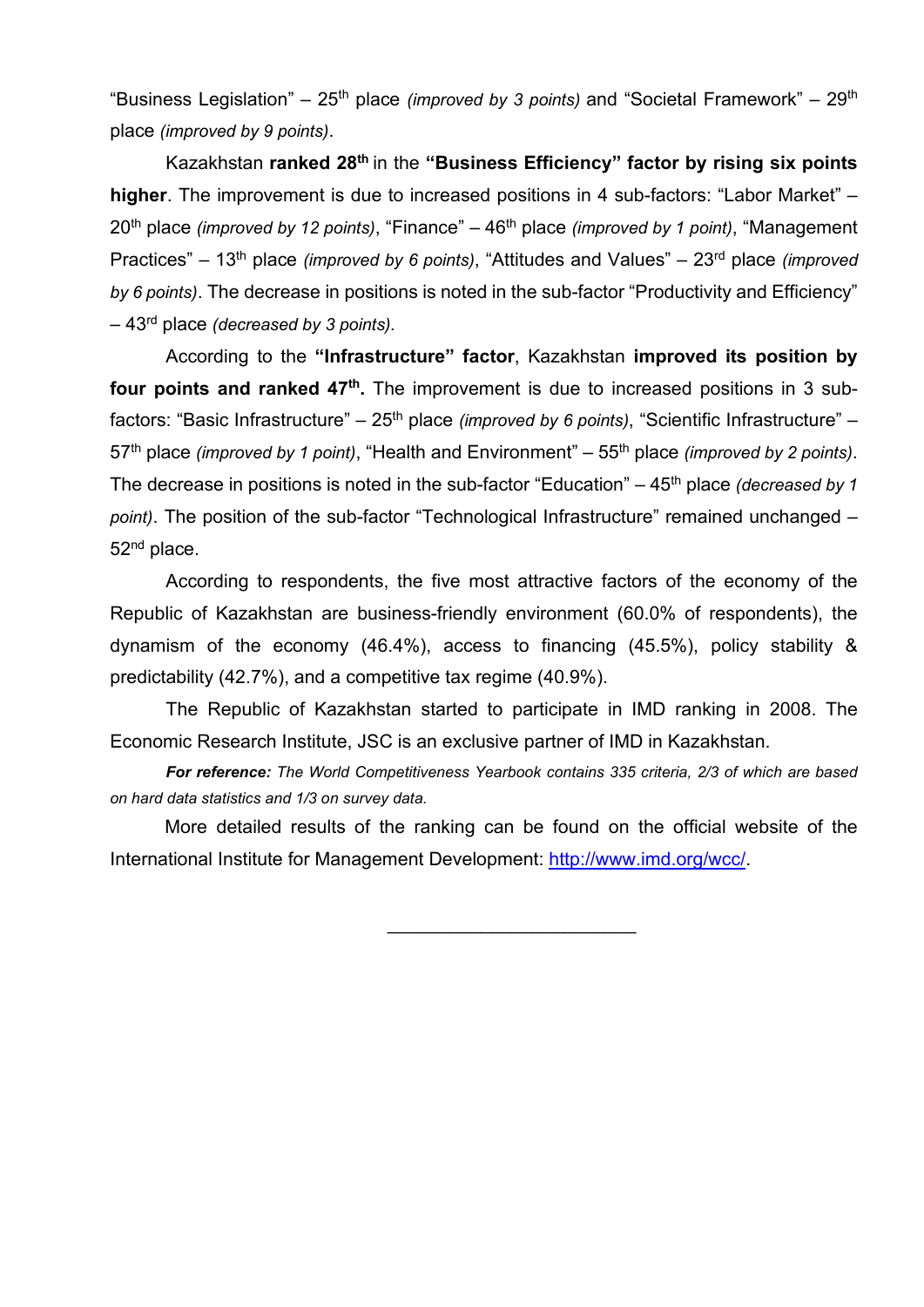"Business Legislation" – 25th place *(improved by 3 points)* and "Societal Framework" – 29th place *(improved by 9 points)*.

Kazakhstan **ranked 28th** in the **"Business Efficiency" factor by rising six points higher**. The improvement is due to increased positions in 4 sub-factors: "Labor Market" – 20th place *(improved by 12 points)*, "Finance" – 46th place *(improved by 1 point)*, "Management Practices" – 13th place *(improved by 6 points)*, "Attitudes and Values" – 23rd place *(improved by 6 points)*. The decrease in positions is noted in the sub-factor "Productivity and Efficiency" – 43rd place *(decreased by 3 points).*

According to the **"Infrastructure" factor**, Kazakhstan **improved its position by four points and ranked 47th.** The improvement is due to increased positions in 3 sub-factors: "Basic Infrastructure" – 25th place *(improved by 6 points)*, "Scientific Infrastructure" – 57th place *(improved by 1 point)*, "Health and Environment" – 55th place *(improved by 2 points)*. The decrease in positions is noted in the sub-factor "Education" – 45th place *(decreased by 1 point)*. The position of the sub-factor "Technological Infrastructure" remained unchanged – 52nd place.

According to respondents, the five most attractive factors of the economy of the Republic of Kazakhstan are business-friendly environment (60.0% of respondents), the dynamism of the economy (46.4%), access to financing (45.5%), policy stability & predictability (42.7%), and a competitive tax regime (40.9%).

The Republic of Kazakhstan started to participate in IMD ranking in 2008. The Economic Research Institute, JSC is an exclusive partner of IMD in Kazakhstan.

***For reference:*** *The World Competitiveness Yearbook contains 335 criteria, 2/3 of which are based on hard data statistics and 1/3 on survey data.*

More detailed results of the ranking can be found on the official website of the International Institute for Management Development: http://www.imd.org/wcc/.

______________________